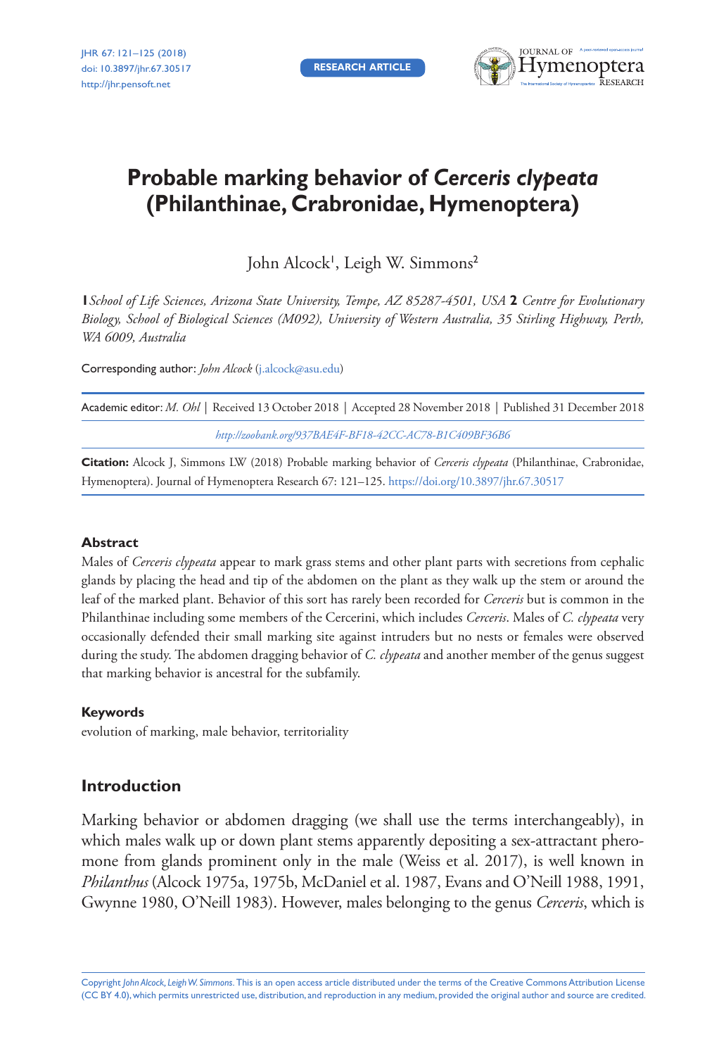# Probable marking behavior of *Cerceris clypeata* (Philanthinae, Crabronidae, Hymenoptera)

John Alcock[1], Leigh W. Simmons[2]

**1** *School of Life Sciences, Arizona State University, Tempe, AZ 85287-4501, USA* **2** *Centre for Evolutionary Biology, School of Biological Sciences (M092), University of Western Australia, 35 Stirling Highway, Perth, WA 6009, Australia*

Corresponding author: *John Alcock* (j.alcock@asu.edu)

Academic editor: *M. Ohl* | Received 13 October 2018 | Accepted 28 November 2018 | Published 31 December 2018

*http://zoobank.org/937BAE4F-BF18-42CC-AC78-B1C409BF36B6*

**Citation:** Alcock J, Simmons LW (2018) Probable marking behavior of *Cerceris clypeata* (Philanthinae, Crabronidae, Hymenoptera). Journal of Hymenoptera Research 67: 121–125. https://doi.org/10.3897/jhr.67.30517

### Abstract

Males of *Cerceris clypeata* appear to mark grass stems and other plant parts with secretions from cephalic glands by placing the head and tip of the abdomen on the plant as they walk up the stem or around the leaf of the marked plant. Behavior of this sort has rarely been recorded for *Cerceris* but is common in the Philanthinae including some members of the Cercerini, which includes *Cerceris*. Males of *C. clypeata* very occasionally defended their small marking site against intruders but no nests or females were observed during the study. The abdomen dragging behavior of *C. clypeata* and another member of the genus suggest that marking behavior is ancestral for the subfamily.

### Keywords

evolution of marking, male behavior, territoriality

## Introduction

Marking behavior or abdomen dragging (we shall use the terms interchangeably), in which males walk up or down plant stems apparently depositing a sex-attractant pheromone from glands prominent only in the male (Weiss et al. 2017), is well known in *Philanthus* (Alcock 1975a, 1975b, McDaniel et al. 1987, Evans and O'Neill 1988, 1991, Gwynne 1980, O'Neill 1983). However, males belonging to the genus *Cerceris*, which is

Copyright *John Alcock, Leigh W. Simmons*. This is an open access article distributed under the terms of the Creative Commons Attribution License (CC BY 4.0), which permits unrestricted use, distribution, and reproduction in any medium, provided the original author and source are credited.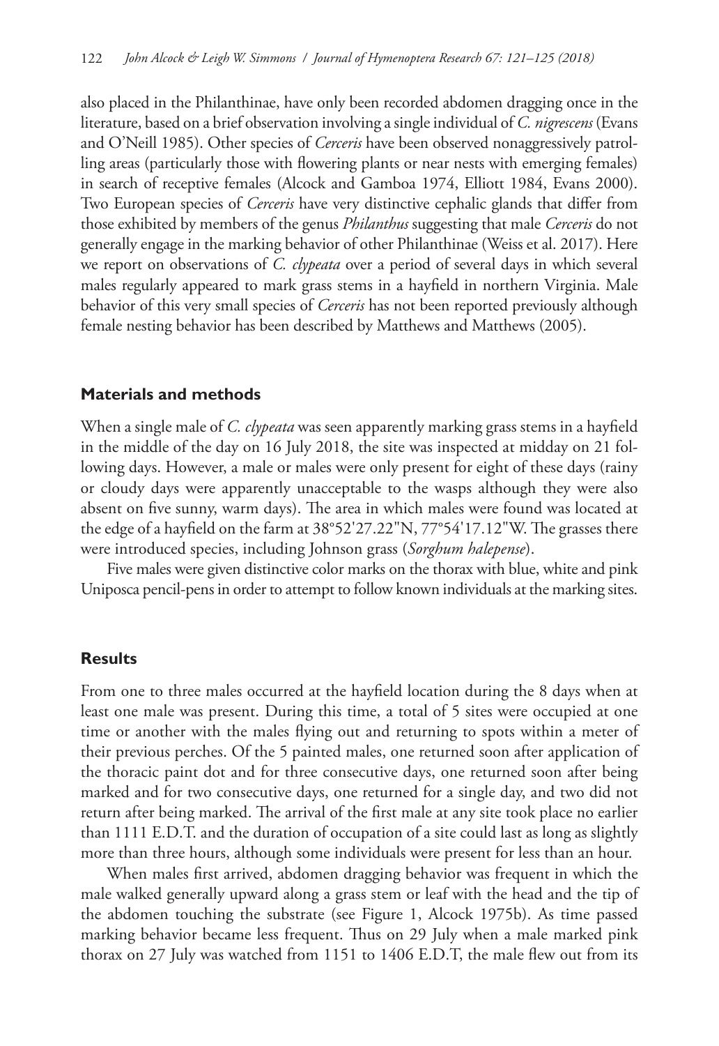also placed in the Philanthinae, have only been recorded abdomen dragging once in the literature, based on a brief observation involving a single individual of *C. nigrescens* (Evans and O'Neill 1985). Other species of *Cerceris* have been observed nonaggressively patrolling areas (particularly those with flowering plants or near nests with emerging females) in search of receptive females (Alcock and Gamboa 1974, Elliott 1984, Evans 2000). Two European species of *Cerceris* have very distinctive cephalic glands that differ from those exhibited by members of the genus *Philanthus* suggesting that male *Cerceris* do not generally engage in the marking behavior of other Philanthinae (Weiss et al. 2017). Here we report on observations of *C. clypeata* over a period of several days in which several males regularly appeared to mark grass stems in a hayfield in northern Virginia. Male behavior of this very small species of *Cerceris* has not been reported previously although female nesting behavior has been described by Matthews and Matthews (2005).

## Materials and methods

When a single male of *C. clypeata* was seen apparently marking grass stems in a hayfield in the middle of the day on 16 July 2018, the site was inspected at midday on 21 following days. However, a male or males were only present for eight of these days (rainy or cloudy days were apparently unacceptable to the wasps although they were also absent on five sunny, warm days). The area in which males were found was located at the edge of a hayfield on the farm at 38°52'27.22"N, 77°54'17.12"W. The grasses there were introduced species, including Johnson grass (*Sorghum halepense*).

Five males were given distinctive color marks on the thorax with blue, white and pink Uniposca pencil-pens in order to attempt to follow known individuals at the marking sites.

## Results

From one to three males occurred at the hayfield location during the 8 days when at least one male was present. During this time, a total of 5 sites were occupied at one time or another with the males flying out and returning to spots within a meter of their previous perches. Of the 5 painted males, one returned soon after application of the thoracic paint dot and for three consecutive days, one returned soon after being marked and for two consecutive days, one returned for a single day, and two did not return after being marked. The arrival of the first male at any site took place no earlier than 1111 E.D.T. and the duration of occupation of a site could last as long as slightly more than three hours, although some individuals were present for less than an hour.

When males first arrived, abdomen dragging behavior was frequent in which the male walked generally upward along a grass stem or leaf with the head and the tip of the abdomen touching the substrate (see Figure 1, Alcock 1975b). As time passed marking behavior became less frequent. Thus on 29 July when a male marked pink thorax on 27 July was watched from 1151 to 1406 E.D.T, the male flew out from its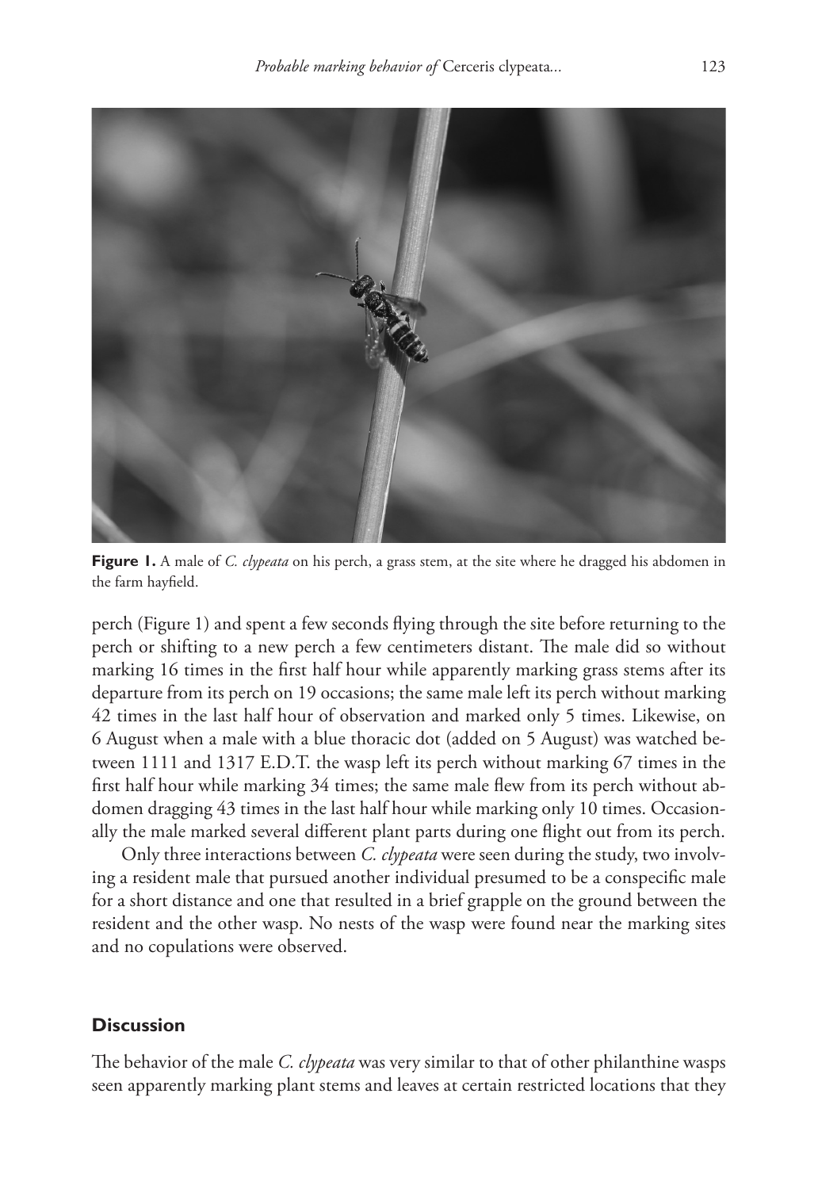**Figure 1.** A male of *C. clypeata* on his perch, a grass stem, at the site where he dragged his abdomen in the farm hayfield.

perch (Figure 1) and spent a few seconds flying through the site before returning to the perch or shifting to a new perch a few centimeters distant. The male did so without marking 16 times in the first half hour while apparently marking grass stems after its departure from its perch on 19 occasions; the same male left its perch without marking 42 times in the last half hour of observation and marked only 5 times. Likewise, on 6 August when a male with a blue thoracic dot (added on 5 August) was watched between 1111 and 1317 E.D.T. the wasp left its perch without marking 67 times in the first half hour while marking 34 times; the same male flew from its perch without abdomen dragging 43 times in the last half hour while marking only 10 times. Occasionally the male marked several different plant parts during one flight out from its perch.

Only three interactions between *C. clypeata* were seen during the study, two involving a resident male that pursued another individual presumed to be a conspecific male for a short distance and one that resulted in a brief grapple on the ground between the resident and the other wasp. No nests of the wasp were found near the marking sites and no copulations were observed.

## Discussion

The behavior of the male *C. clypeata* was very similar to that of other philanthine wasps seen apparently marking plant stems and leaves at certain restricted locations that they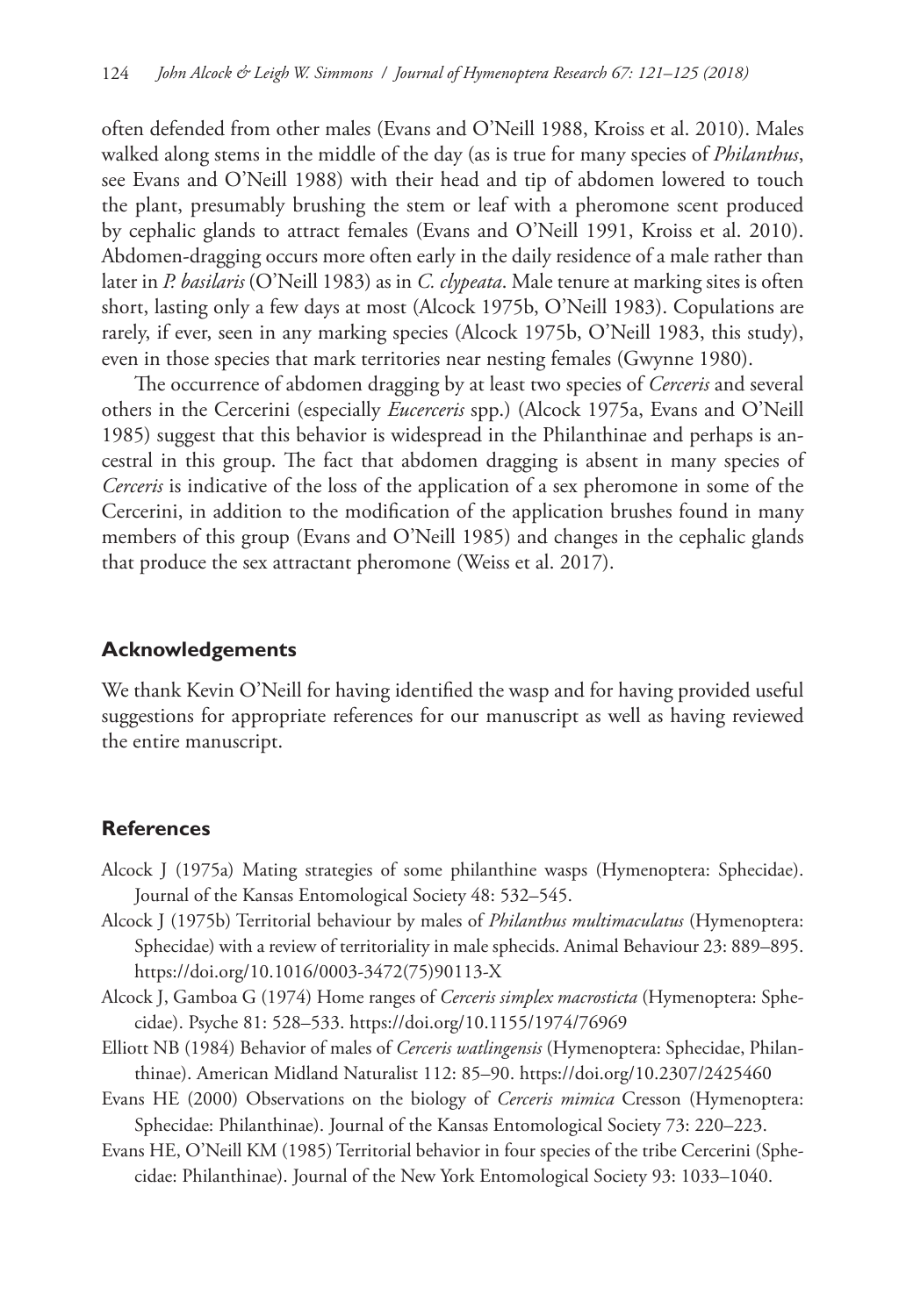often defended from other males (Evans and O'Neill 1988, Kroiss et al. 2010). Males walked along stems in the middle of the day (as is true for many species of *Philanthus*, see Evans and O'Neill 1988) with their head and tip of abdomen lowered to touch the plant, presumably brushing the stem or leaf with a pheromone scent produced by cephalic glands to attract females (Evans and O'Neill 1991, Kroiss et al. 2010). Abdomen-dragging occurs more often early in the daily residence of a male rather than later in *P. basilaris* (O'Neill 1983) as in *C. clypeata*. Male tenure at marking sites is often short, lasting only a few days at most (Alcock 1975b, O'Neill 1983). Copulations are rarely, if ever, seen in any marking species (Alcock 1975b, O'Neill 1983, this study), even in those species that mark territories near nesting females (Gwynne 1980).

The occurrence of abdomen dragging by at least two species of *Cerceris* and several others in the Cercerini (especially *Eucerceris* spp.) (Alcock 1975a, Evans and O'Neill 1985) suggest that this behavior is widespread in the Philanthinae and perhaps is ancestral in this group. The fact that abdomen dragging is absent in many species of *Cerceris* is indicative of the loss of the application of a sex pheromone in some of the Cercerini, in addition to the modification of the application brushes found in many members of this group (Evans and O'Neill 1985) and changes in the cephalic glands that produce the sex attractant pheromone (Weiss et al. 2017).

## Acknowledgements

We thank Kevin O'Neill for having identified the wasp and for having provided useful suggestions for appropriate references for our manuscript as well as having reviewed the entire manuscript.

## References

Alcock J (1975a) Mating strategies of some philanthine wasps (Hymenoptera: Sphecidae). Journal of the Kansas Entomological Society 48: 532–545.

Alcock J (1975b) Territorial behaviour by males of *Philanthus multimaculatus* (Hymenoptera: Sphecidae) with a review of territoriality in male sphecids. Animal Behaviour 23: 889–895. https://doi.org/10.1016/0003-3472(75)90113-X

Alcock J, Gamboa G (1974) Home ranges of *Cerceris simplex macrosticta* (Hymenoptera: Sphecidae). Psyche 81: 528–533. https://doi.org/10.1155/1974/76969

Elliott NB (1984) Behavior of males of *Cerceris watlingensis* (Hymenoptera: Sphecidae, Philanthinae). American Midland Naturalist 112: 85–90. https://doi.org/10.2307/2425460

Evans HE (2000) Observations on the biology of *Cerceris mimica* Cresson (Hymenoptera: Sphecidae: Philanthinae). Journal of the Kansas Entomological Society 73: 220–223.

Evans HE, O'Neill KM (1985) Territorial behavior in four species of the tribe Cercerini (Sphecidae: Philanthinae). Journal of the New York Entomological Society 93: 1033–1040.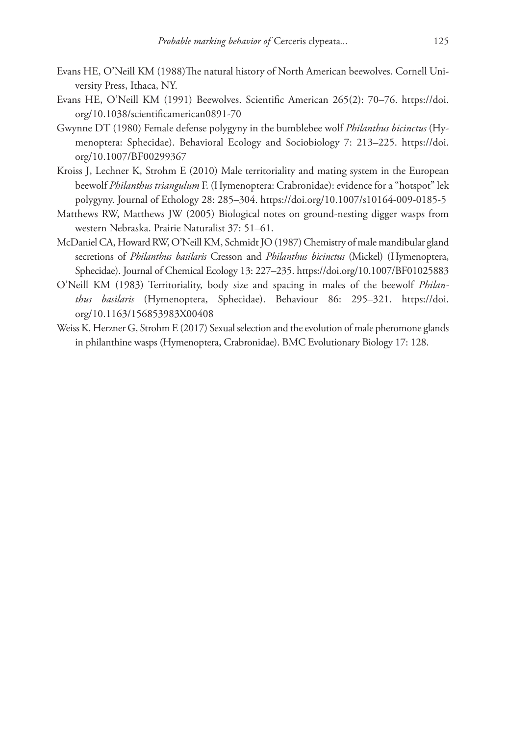Evans HE, O'Neill KM (1988)The natural history of North American beewolves. Cornell University Press, Ithaca, NY.

Evans HE, O'Neill KM (1991) Beewolves. Scientific American 265(2): 70–76. https://doi.org/10.1038/scientificamerican0891-70

Gwynne DT (1980) Female defense polygyny in the bumblebee wolf *Philanthus bicinctus* (Hymenoptera: Sphecidae). Behavioral Ecology and Sociobiology 7: 213–225. https://doi.org/10.1007/BF00299367

Kroiss J, Lechner K, Strohm E (2010) Male territoriality and mating system in the European beewolf *Philanthus triangulum* F. (Hymenoptera: Crabronidae): evidence for a "hotspot" lek polygyny. Journal of Ethology 28: 285–304. https://doi.org/10.1007/s10164-009-0185-5

Matthews RW, Matthews JW (2005) Biological notes on ground-nesting digger wasps from western Nebraska. Prairie Naturalist 37: 51–61.

McDaniel CA, Howard RW, O'Neill KM, Schmidt JO (1987) Chemistry of male mandibular gland secretions of *Philanthus basilaris* Cresson and *Philanthus bicinctus* (Mickel) (Hymenoptera, Sphecidae). Journal of Chemical Ecology 13: 227–235. https://doi.org/10.1007/BF01025883

O'Neill KM (1983) Territoriality, body size and spacing in males of the beewolf *Philanthus basilaris* (Hymenoptera, Sphecidae). Behaviour 86: 295–321. https://doi.org/10.1163/156853983X00408

Weiss K, Herzner G, Strohm E (2017) Sexual selection and the evolution of male pheromone glands in philanthine wasps (Hymenoptera, Crabronidae). BMC Evolutionary Biology 17: 128.